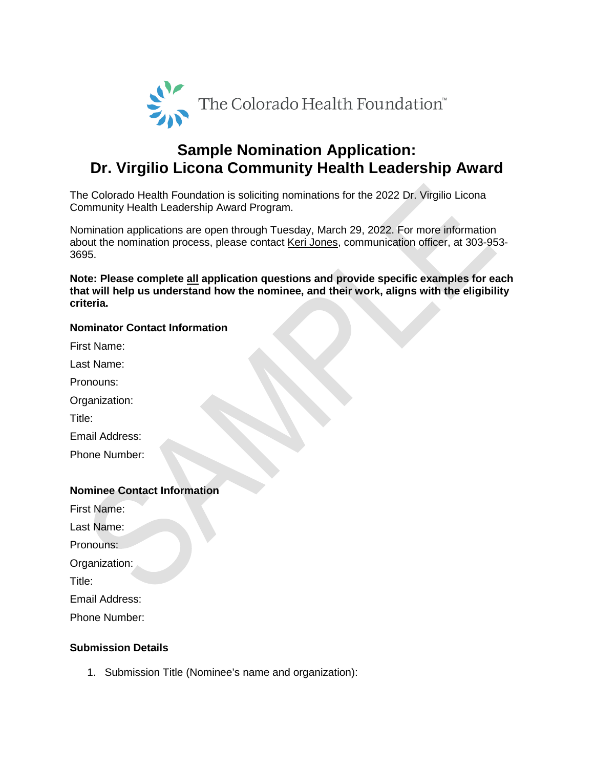The Colorado Health Foundation™

# Sample Nomination Application: Dr. Virgilio Licona Community Health Leadership Award

The Colorado Health Foundation is soliciting nominations for the 2022 Dr. Virgilio Licona Community Health Leadership Award Program.

Nomination applications are open through Tuesday, March 29, 2022. For more information about the nomination process, please contact Keri Jones, communication officer, at 303-953-3695.

**Note: Please complete all application questions and provide specific examples for each that will help us understand how the nominee, and their work, aligns with the eligibility criteria.**

### Nominator Contact Information

First Name:

Last Name:

Pronouns:

Organization:

Title:

Email Address:

Phone Number:

### Nominee Contact Information

First Name:

Last Name:

Pronouns:

Organization:

Title:

Email Address:

Phone Number:

### Submission Details

1. Submission Title (Nominee's name and organization):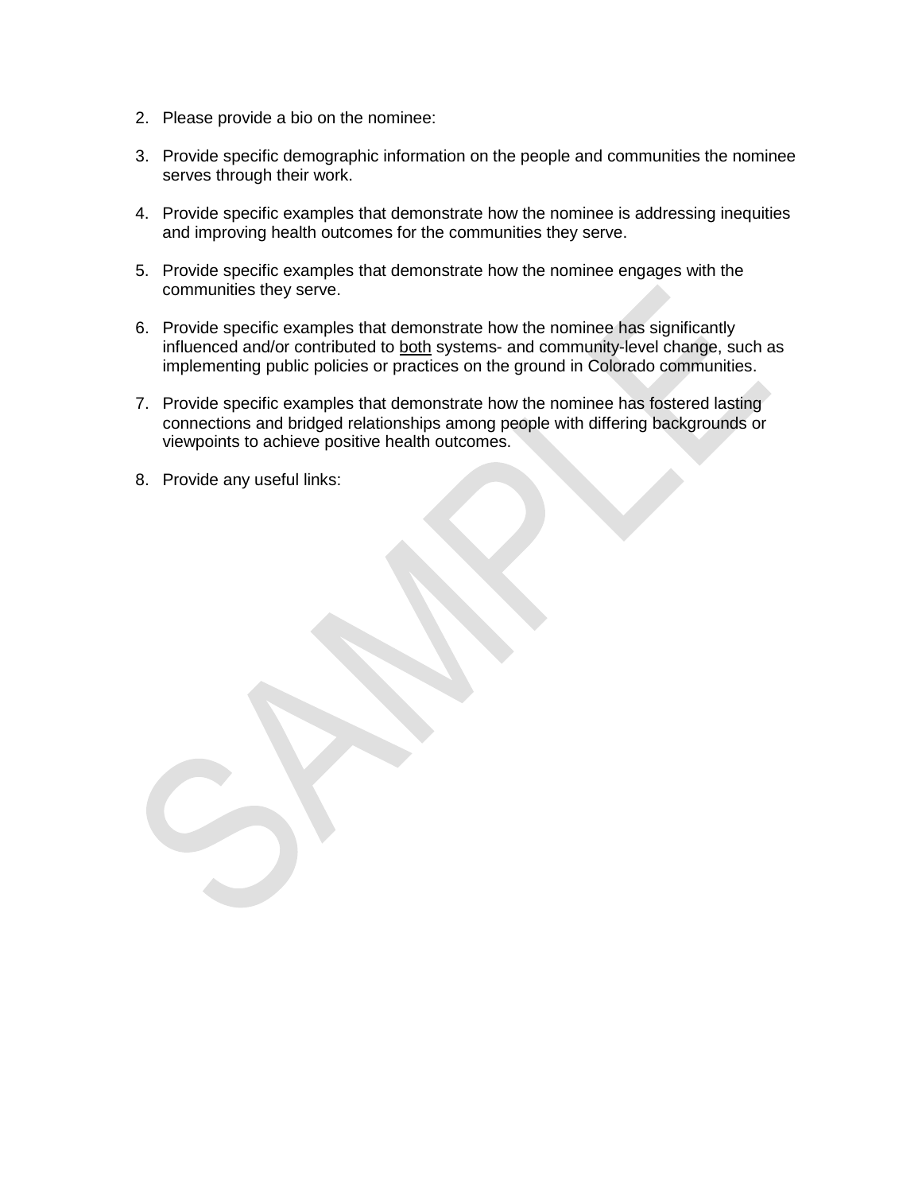2. Please provide a bio on the nominee:

3. Provide specific demographic information on the people and communities the nominee serves through their work.

4. Provide specific examples that demonstrate how the nominee is addressing inequities and improving health outcomes for the communities they serve.

5. Provide specific examples that demonstrate how the nominee engages with the communities they serve.

6. Provide specific examples that demonstrate how the nominee has significantly influenced and/or contributed to <u>both</u> systems- and community-level change, such as implementing public policies or practices on the ground in Colorado communities.

7. Provide specific examples that demonstrate how the nominee has fostered lasting connections and bridged relationships among people with differing backgrounds or viewpoints to achieve positive health outcomes.

8. Provide any useful links:

SAMPLE